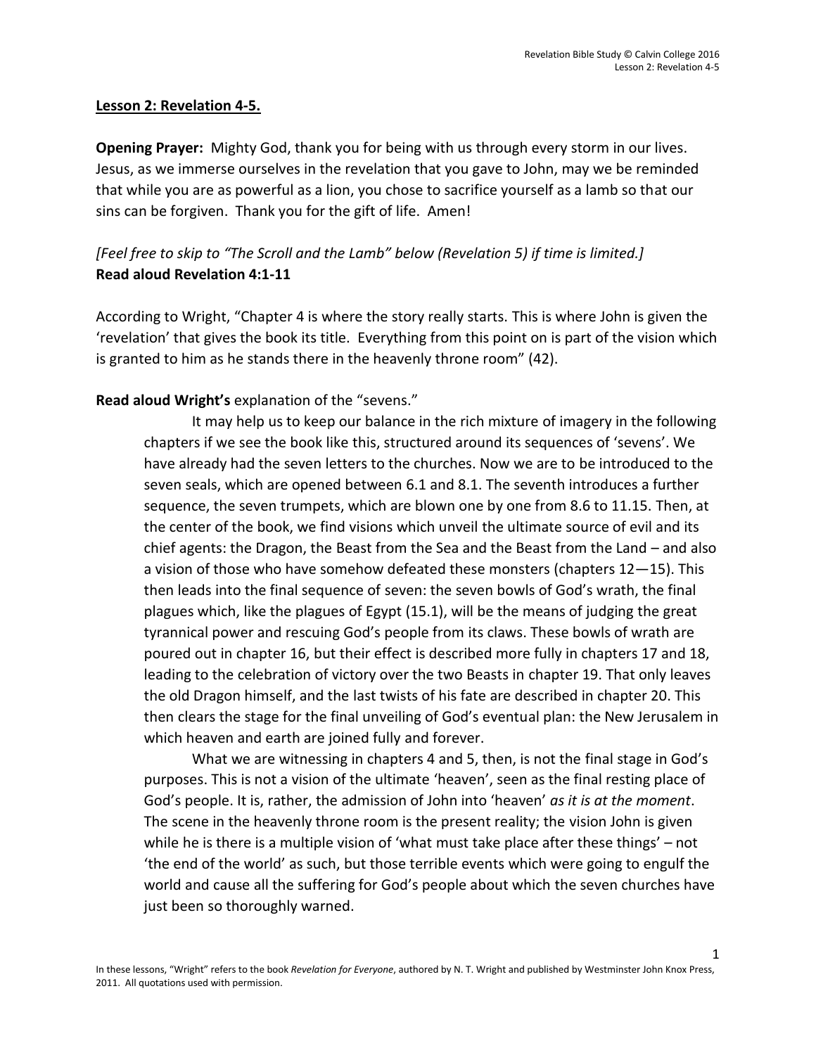**Lesson 2: Revelation 4-5.**

**Opening Prayer:** Mighty God, thank you for being with us through every storm in our lives. Jesus, as we immerse ourselves in the revelation that you gave to John, may we be reminded that while you are as powerful as a lion, you chose to sacrifice yourself as a lamb so that our sins can be forgiven. Thank you for the gift of life. Amen!

*[Feel free to skip to "The Scroll and the Lamb" below (Revelation 5) if time is limited.]*
**Read aloud Revelation 4:1-11**

According to Wright, "Chapter 4 is where the story really starts. This is where John is given the 'revelation' that gives the book its title. Everything from this point on is part of the vision which is granted to him as he stands there in the heavenly throne room" (42).

**Read aloud Wright's** explanation of the "sevens."

> It may help us to keep our balance in the rich mixture of imagery in the following chapters if we see the book like this, structured around its sequences of 'sevens'. We have already had the seven letters to the churches. Now we are to be introduced to the seven seals, which are opened between 6.1 and 8.1. The seventh introduces a further sequence, the seven trumpets, which are blown one by one from 8.6 to 11.15. Then, at the center of the book, we find visions which unveil the ultimate source of evil and its chief agents: the Dragon, the Beast from the Sea and the Beast from the Land – and also a vision of those who have somehow defeated these monsters (chapters 12—15). This then leads into the final sequence of seven: the seven bowls of God's wrath, the final plagues which, like the plagues of Egypt (15.1), will be the means of judging the great tyrannical power and rescuing God's people from its claws. These bowls of wrath are poured out in chapter 16, but their effect is described more fully in chapters 17 and 18, leading to the celebration of victory over the two Beasts in chapter 19. That only leaves the old Dragon himself, and the last twists of his fate are described in chapter 20. This then clears the stage for the final unveiling of God's eventual plan: the New Jerusalem in which heaven and earth are joined fully and forever.
>
> What we are witnessing in chapters 4 and 5, then, is not the final stage in God's purposes. This is not a vision of the ultimate 'heaven', seen as the final resting place of God's people. It is, rather, the admission of John into 'heaven' *as it is at the moment*. The scene in the heavenly throne room is the present reality; the vision John is given while he is there is a multiple vision of 'what must take place after these things' – not 'the end of the world' as such, but those terrible events which were going to engulf the world and cause all the suffering for God's people about which the seven churches have just been so thoroughly warned.

In these lessons, "Wright" refers to the book *Revelation for Everyone*, authored by N. T. Wright and published by Westminster John Knox Press, 2011. All quotations used with permission.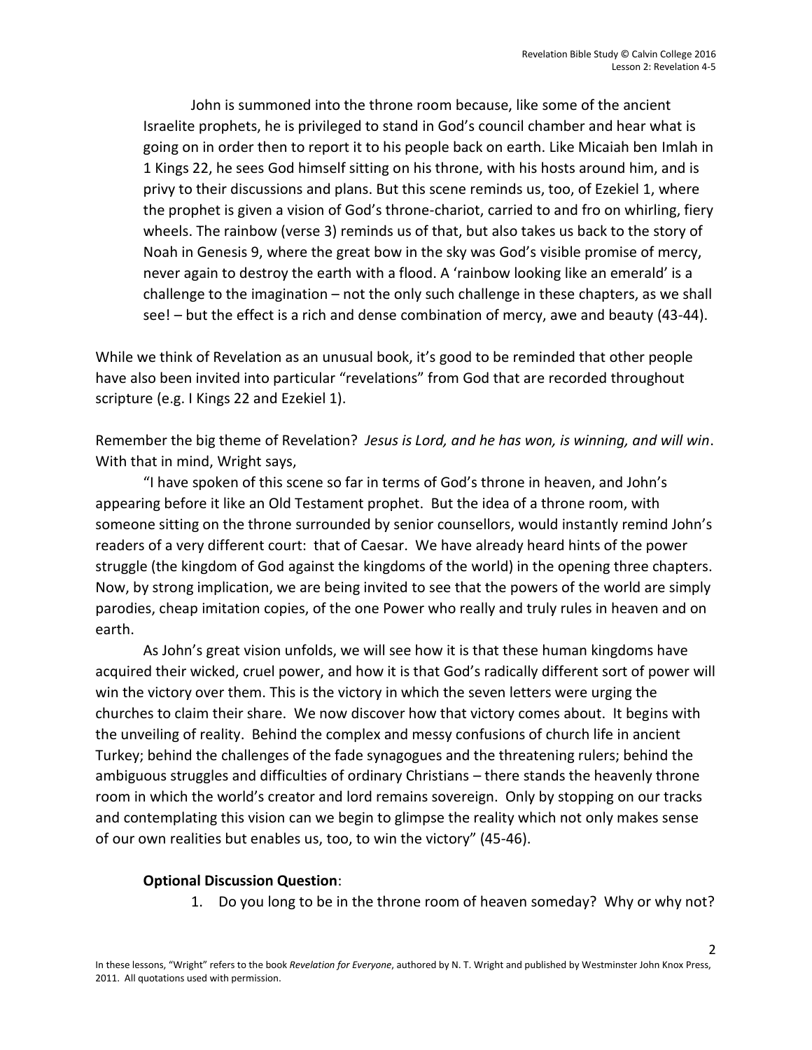John is summoned into the throne room because, like some of the ancient Israelite prophets, he is privileged to stand in God's council chamber and hear what is going on in order then to report it to his people back on earth. Like Micaiah ben Imlah in 1 Kings 22, he sees God himself sitting on his throne, with his hosts around him, and is privy to their discussions and plans. But this scene reminds us, too, of Ezekiel 1, where the prophet is given a vision of God's throne-chariot, carried to and fro on whirling, fiery wheels. The rainbow (verse 3) reminds us of that, but also takes us back to the story of Noah in Genesis 9, where the great bow in the sky was God's visible promise of mercy, never again to destroy the earth with a flood. A 'rainbow looking like an emerald' is a challenge to the imagination – not the only such challenge in these chapters, as we shall see! – but the effect is a rich and dense combination of mercy, awe and beauty (43-44).

While we think of Revelation as an unusual book, it's good to be reminded that other people have also been invited into particular "revelations" from God that are recorded throughout scripture (e.g. I Kings 22 and Ezekiel 1).

Remember the big theme of Revelation? *Jesus is Lord, and he has won, is winning, and will win*. With that in mind, Wright says,

"I have spoken of this scene so far in terms of God's throne in heaven, and John's appearing before it like an Old Testament prophet. But the idea of a throne room, with someone sitting on the throne surrounded by senior counsellors, would instantly remind John's readers of a very different court: that of Caesar. We have already heard hints of the power struggle (the kingdom of God against the kingdoms of the world) in the opening three chapters. Now, by strong implication, we are being invited to see that the powers of the world are simply parodies, cheap imitation copies, of the one Power who really and truly rules in heaven and on earth.

As John's great vision unfolds, we will see how it is that these human kingdoms have acquired their wicked, cruel power, and how it is that God's radically different sort of power will win the victory over them. This is the victory in which the seven letters were urging the churches to claim their share. We now discover how that victory comes about. It begins with the unveiling of reality. Behind the complex and messy confusions of church life in ancient Turkey; behind the challenges of the fade synagogues and the threatening rulers; behind the ambiguous struggles and difficulties of ordinary Christians – there stands the heavenly throne room in which the world's creator and lord remains sovereign. Only by stopping on our tracks and contemplating this vision can we begin to glimpse the reality which not only makes sense of our own realities but enables us, too, to win the victory" (45-46).

**Optional Discussion Question**:

1. Do you long to be in the throne room of heaven someday? Why or why not?

In these lessons, "Wright" refers to the book *Revelation for Everyone*, authored by N. T. Wright and published by Westminster John Knox Press, 2011. All quotations used with permission.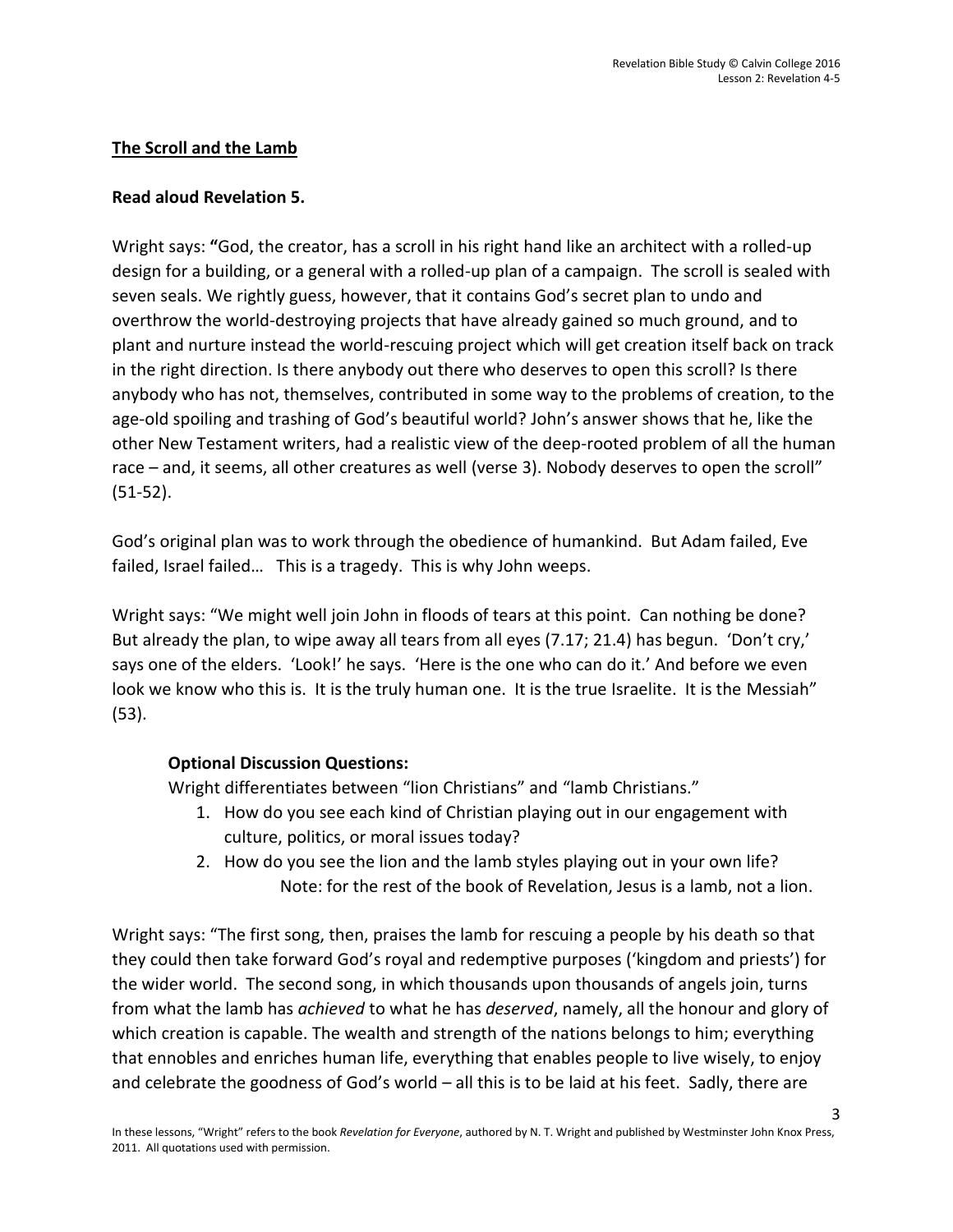**The Scroll and the Lamb**

**Read aloud Revelation 5.**

Wright says: **"**God, the creator, has a scroll in his right hand like an architect with a rolled-up design for a building, or a general with a rolled-up plan of a campaign. The scroll is sealed with seven seals. We rightly guess, however, that it contains God's secret plan to undo and overthrow the world-destroying projects that have already gained so much ground, and to plant and nurture instead the world-rescuing project which will get creation itself back on track in the right direction. Is there anybody out there who deserves to open this scroll? Is there anybody who has not, themselves, contributed in some way to the problems of creation, to the age-old spoiling and trashing of God's beautiful world? John's answer shows that he, like the other New Testament writers, had a realistic view of the deep-rooted problem of all the human race – and, it seems, all other creatures as well (verse 3). Nobody deserves to open the scroll" (51-52).

God's original plan was to work through the obedience of humankind. But Adam failed, Eve failed, Israel failed… This is a tragedy. This is why John weeps.

Wright says: "We might well join John in floods of tears at this point. Can nothing be done? But already the plan, to wipe away all tears from all eyes (7.17; 21.4) has begun. 'Don't cry,' says one of the elders. 'Look!' he says. 'Here is the one who can do it.' And before we even look we know who this is. It is the truly human one. It is the true Israelite. It is the Messiah" (53).

**Optional Discussion Questions:**

Wright differentiates between "lion Christians" and "lamb Christians."

1. How do you see each kind of Christian playing out in our engagement with culture, politics, or moral issues today?
2. How do you see the lion and the lamb styles playing out in your own life?
   Note: for the rest of the book of Revelation, Jesus is a lamb, not a lion.

Wright says: "The first song, then, praises the lamb for rescuing a people by his death so that they could then take forward God's royal and redemptive purposes ('kingdom and priests') for the wider world. The second song, in which thousands upon thousands of angels join, turns from what the lamb has *achieved* to what he has *deserved*, namely, all the honour and glory of which creation is capable. The wealth and strength of the nations belongs to him; everything that ennobles and enriches human life, everything that enables people to live wisely, to enjoy and celebrate the goodness of God's world – all this is to be laid at his feet. Sadly, there are

In these lessons, "Wright" refers to the book *Revelation for Everyone*, authored by N. T. Wright and published by Westminster John Knox Press, 2011. All quotations used with permission.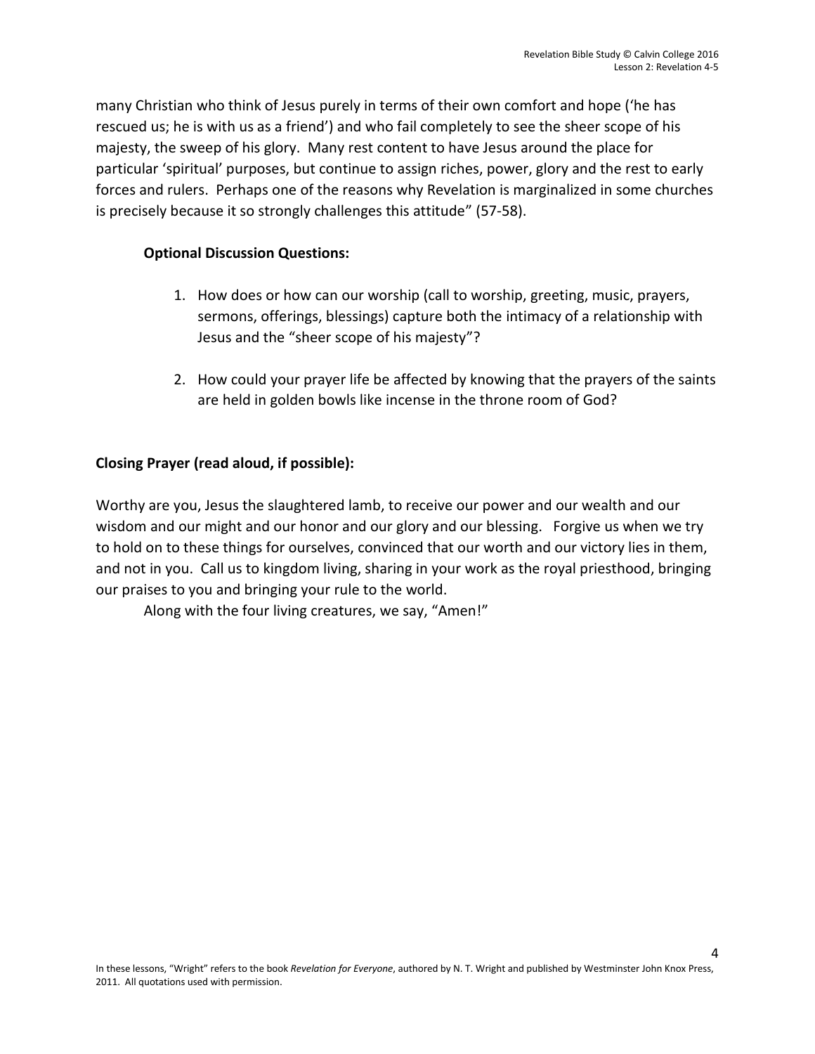many Christian who think of Jesus purely in terms of their own comfort and hope ('he has rescued us; he is with us as a friend') and who fail completely to see the sheer scope of his majesty, the sweep of his glory. Many rest content to have Jesus around the place for particular 'spiritual' purposes, but continue to assign riches, power, glory and the rest to early forces and rulers. Perhaps one of the reasons why Revelation is marginalized in some churches is precisely because it so strongly challenges this attitude" (57-58).

**Optional Discussion Questions:**

1. How does or how can our worship (call to worship, greeting, music, prayers, sermons, offerings, blessings) capture both the intimacy of a relationship with Jesus and the "sheer scope of his majesty"?

2. How could your prayer life be affected by knowing that the prayers of the saints are held in golden bowls like incense in the throne room of God?

**Closing Prayer (read aloud, if possible):**

Worthy are you, Jesus the slaughtered lamb, to receive our power and our wealth and our wisdom and our might and our honor and our glory and our blessing. Forgive us when we try to hold on to these things for ourselves, convinced that our worth and our victory lies in them, and not in you. Call us to kingdom living, sharing in your work as the royal priesthood, bringing our praises to you and bringing your rule to the world.

Along with the four living creatures, we say, "Amen!"

In these lessons, "Wright" refers to the book *Revelation for Everyone*, authored by N. T. Wright and published by Westminster John Knox Press, 2011. All quotations used with permission.